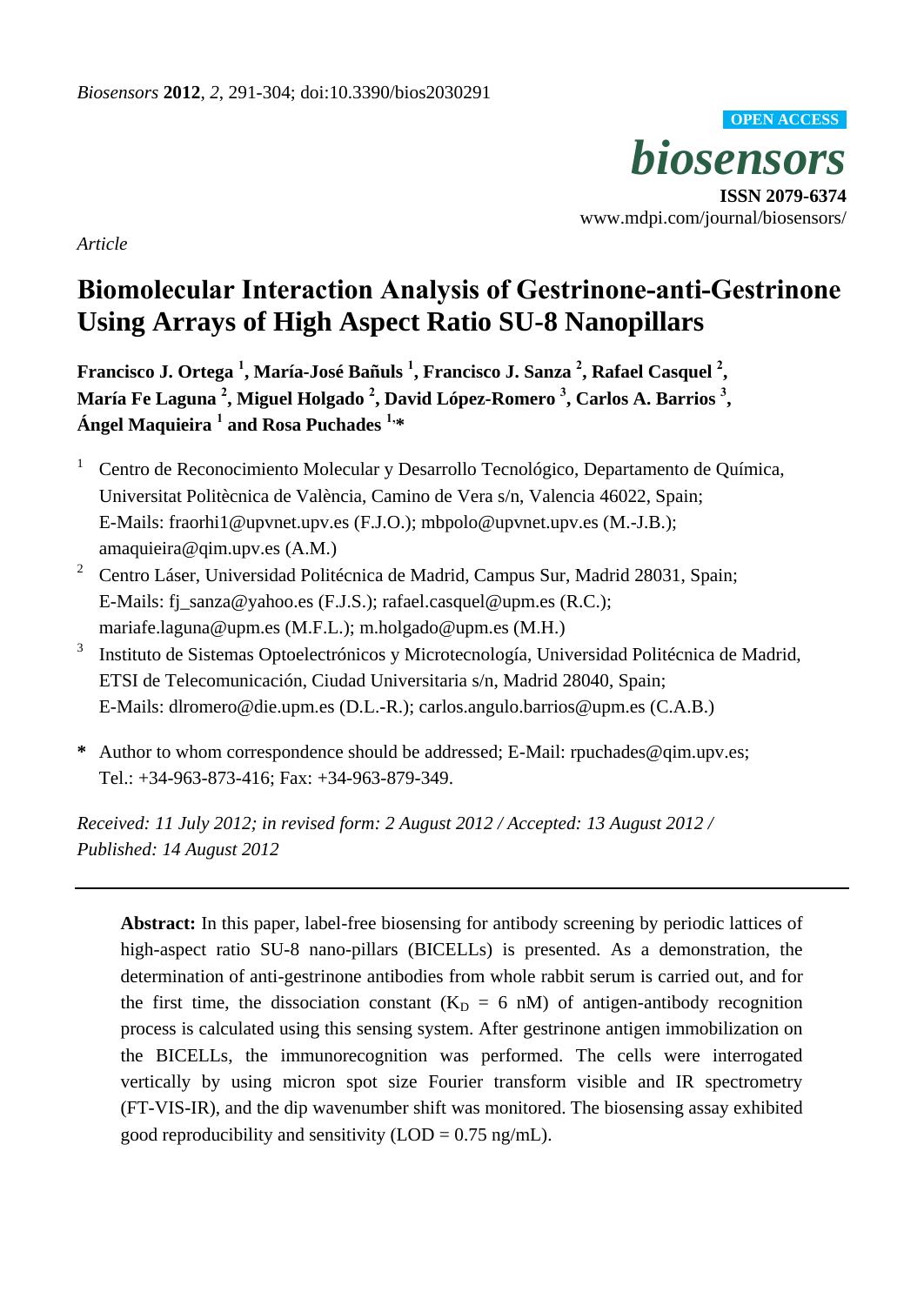*Article*

# Biomolecular Interaction Analysis of Gestrinone-anti-Gestrinone Using Arrays of High Aspect Ratio SU-8 Nanopillars

**Francisco J. Ortega [1], María-José Bañuls [1], Francisco J. Sanza [2], Rafael Casquel [2], María Fe Laguna [2], Miguel Holgado [2], David López-Romero [3], Carlos A. Barrios [3], Ángel Maquieira [1] and Rosa Puchades [1,*]**

[1] Centro de Reconocimiento Molecular y Desarrollo Tecnológico, Departamento de Química, Universitat Politècnica de València, Camino de Vera s/n, Valencia 46022, Spain; E-Mails: fraorhi1@upvnet.upv.es (F.J.O.); mbpolo@upvnet.upv.es (M.-J.B.); amaquieira@qim.upv.es (A.M.)

[2] Centro Láser, Universidad Politécnica de Madrid, Campus Sur, Madrid 28031, Spain; E-Mails: fj_sanza@yahoo.es (F.J.S.); rafael.casquel@upm.es (R.C.); mariafe.laguna@upm.es (M.F.L.); m.holgado@upm.es (M.H.)

[3] Instituto de Sistemas Optoelectrónicos y Microtecnología, Universidad Politécnica de Madrid, ETSI de Telecomunicación, Ciudad Universitaria s/n, Madrid 28040, Spain; E-Mails: dlromero@die.upm.es (D.L.-R.); carlos.angulo.barrios@upm.es (C.A.B.)

* Author to whom correspondence should be addressed; E-Mail: rpuchades@qim.upv.es; Tel.: +34-963-873-416; Fax: +34-963-879-349.

*Received: 11 July 2012; in revised form: 2 August 2012 / Accepted: 13 August 2012 / Published: 14 August 2012*

---

**Abstract:** In this paper, label-free biosensing for antibody screening by periodic lattices of high-aspect ratio SU-8 nano-pillars (BICELLs) is presented. As a demonstration, the determination of anti-gestrinone antibodies from whole rabbit serum is carried out, and for the first time, the dissociation constant ($K_D$ = 6 nM) of antigen-antibody recognition process is calculated using this sensing system. After gestrinone antigen immobilization on the BICELLs, the immunorecognition was performed. The cells were interrogated vertically by using micron spot size Fourier transform visible and IR spectrometry (FT-VIS-IR), and the dip wavenumber shift was monitored. The biosensing assay exhibited good reproducibility and sensitivity (LOD = 0.75 ng/mL).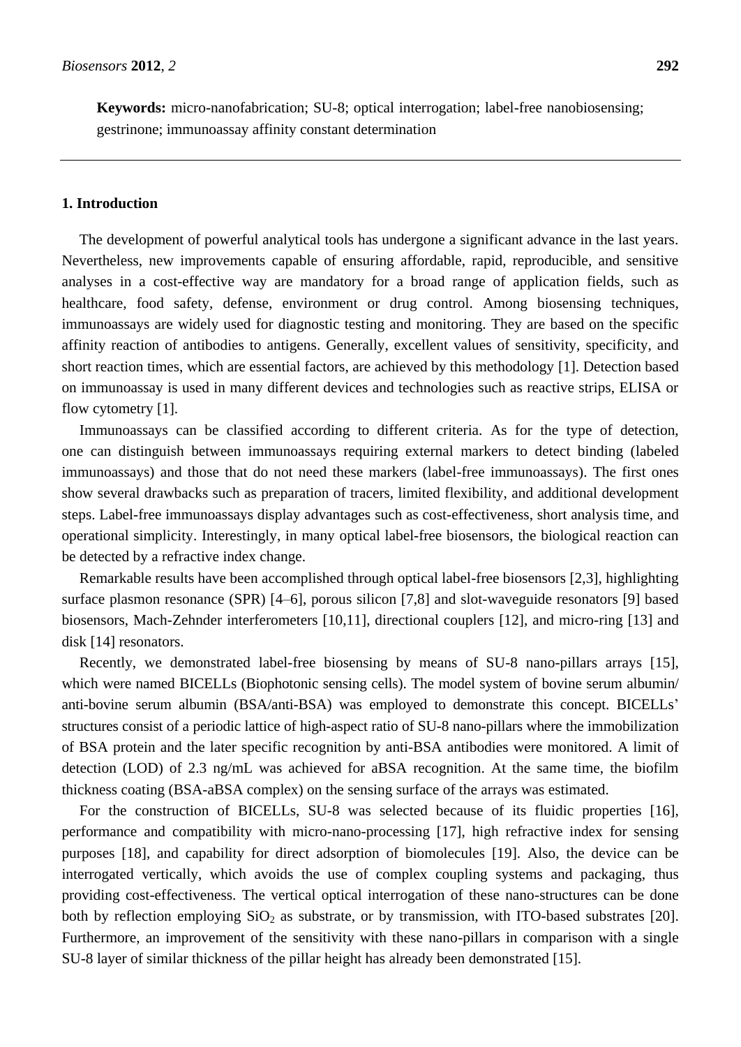**Keywords:** micro-nanofabrication; SU-8; optical interrogation; label-free nanobiosensing; gestrinone; immunoassay affinity constant determination

## 1. Introduction

The development of powerful analytical tools has undergone a significant advance in the last years. Nevertheless, new improvements capable of ensuring affordable, rapid, reproducible, and sensitive analyses in a cost-effective way are mandatory for a broad range of application fields, such as healthcare, food safety, defense, environment or drug control. Among biosensing techniques, immunoassays are widely used for diagnostic testing and monitoring. They are based on the specific affinity reaction of antibodies to antigens. Generally, excellent values of sensitivity, specificity, and short reaction times, which are essential factors, are achieved by this methodology [1]. Detection based on immunoassay is used in many different devices and technologies such as reactive strips, ELISA or flow cytometry [1].

Immunoassays can be classified according to different criteria. As for the type of detection, one can distinguish between immunoassays requiring external markers to detect binding (labeled immunoassays) and those that do not need these markers (label-free immunoassays). The first ones show several drawbacks such as preparation of tracers, limited flexibility, and additional development steps. Label-free immunoassays display advantages such as cost-effectiveness, short analysis time, and operational simplicity. Interestingly, in many optical label-free biosensors, the biological reaction can be detected by a refractive index change.

Remarkable results have been accomplished through optical label-free biosensors [2,3], highlighting surface plasmon resonance (SPR) [4–6], porous silicon [7,8] and slot-waveguide resonators [9] based biosensors, Mach-Zehnder interferometers [10,11], directional couplers [12], and micro-ring [13] and disk [14] resonators.

Recently, we demonstrated label-free biosensing by means of SU-8 nano-pillars arrays [15], which were named BICELLs (Biophotonic sensing cells). The model system of bovine serum albumin/anti-bovine serum albumin (BSA/anti-BSA) was employed to demonstrate this concept. BICELLs' structures consist of a periodic lattice of high-aspect ratio of SU-8 nano-pillars where the immobilization of BSA protein and the later specific recognition by anti-BSA antibodies were monitored. A limit of detection (LOD) of 2.3 ng/mL was achieved for aBSA recognition. At the same time, the biofilm thickness coating (BSA-aBSA complex) on the sensing surface of the arrays was estimated.

For the construction of BICELLs, SU-8 was selected because of its fluidic properties [16], performance and compatibility with micro-nano-processing [17], high refractive index for sensing purposes [18], and capability for direct adsorption of biomolecules [19]. Also, the device can be interrogated vertically, which avoids the use of complex coupling systems and packaging, thus providing cost-effectiveness. The vertical optical interrogation of these nano-structures can be done both by reflection employing $SiO_2$ as substrate, or by transmission, with ITO-based substrates [20]. Furthermore, an improvement of the sensitivity with these nano-pillars in comparison with a single SU-8 layer of similar thickness of the pillar height has already been demonstrated [15].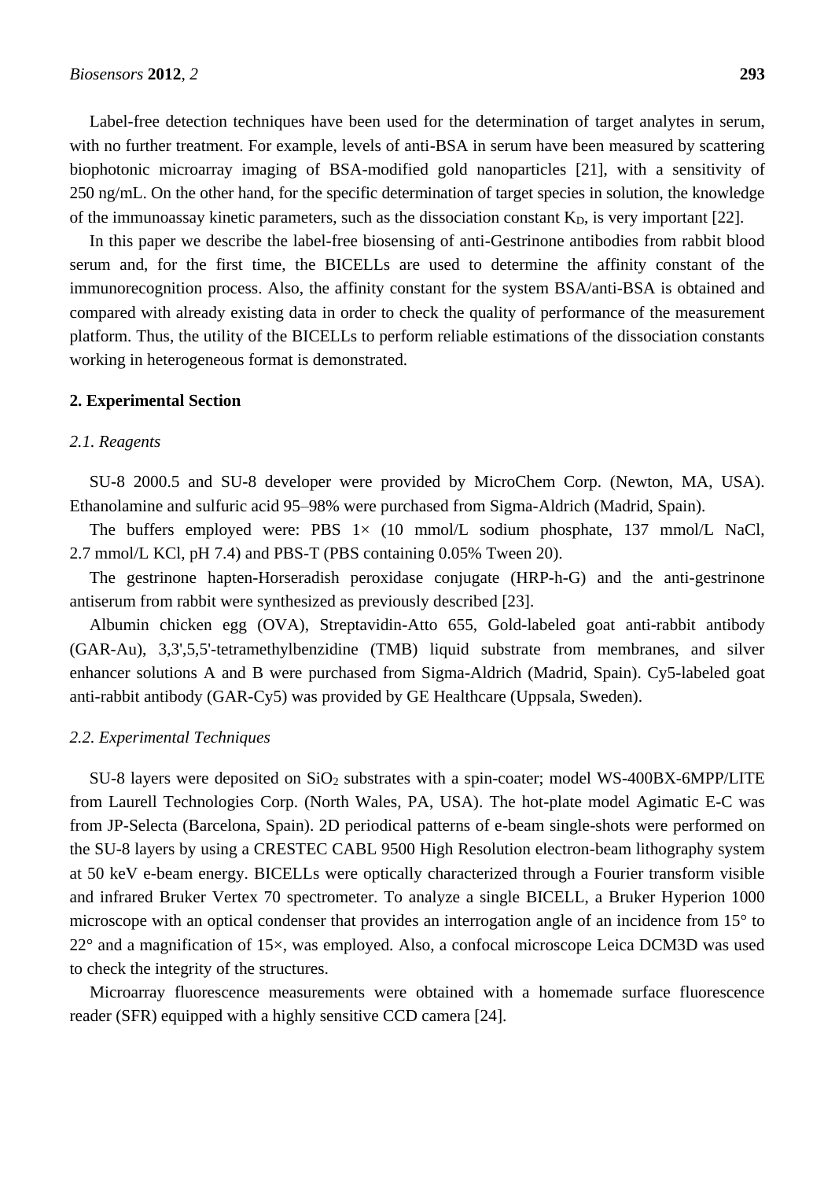Label-free detection techniques have been used for the determination of target analytes in serum, with no further treatment. For example, levels of anti-BSA in serum have been measured by scattering biophotonic microarray imaging of BSA-modified gold nanoparticles [21], with a sensitivity of 250 ng/mL. On the other hand, for the specific determination of target species in solution, the knowledge of the immunoassay kinetic parameters, such as the dissociation constant $K_D$, is very important [22].

In this paper we describe the label-free biosensing of anti-Gestrinone antibodies from rabbit blood serum and, for the first time, the BICELLs are used to determine the affinity constant of the immunorecognition process. Also, the affinity constant for the system BSA/anti-BSA is obtained and compared with already existing data in order to check the quality of performance of the measurement platform. Thus, the utility of the BICELLs to perform reliable estimations of the dissociation constants working in heterogeneous format is demonstrated.

## 2. Experimental Section

### 2.1. Reagents

SU-8 2000.5 and SU-8 developer were provided by MicroChem Corp. (Newton, MA, USA). Ethanolamine and sulfuric acid 95–98% were purchased from Sigma-Aldrich (Madrid, Spain).

The buffers employed were: PBS 1× (10 mmol/L sodium phosphate, 137 mmol/L NaCl, 2.7 mmol/L KCl, pH 7.4) and PBS-T (PBS containing 0.05% Tween 20).

The gestrinone hapten-Horseradish peroxidase conjugate (HRP-h-G) and the anti-gestrinone antiserum from rabbit were synthesized as previously described [23].

Albumin chicken egg (OVA), Streptavidin-Atto 655, Gold-labeled goat anti-rabbit antibody (GAR-Au), 3,3',5,5'-tetramethylbenzidine (TMB) liquid substrate from membranes, and silver enhancer solutions A and B were purchased from Sigma-Aldrich (Madrid, Spain). Cy5-labeled goat anti-rabbit antibody (GAR-Cy5) was provided by GE Healthcare (Uppsala, Sweden).

### 2.2. Experimental Techniques

SU-8 layers were deposited on $SiO_2$ substrates with a spin-coater; model WS-400BX-6MPP/LITE from Laurell Technologies Corp. (North Wales, PA, USA). The hot-plate model Agimatic E-C was from JP-Selecta (Barcelona, Spain). 2D periodical patterns of e-beam single-shots were performed on the SU-8 layers by using a CRESTEC CABL 9500 High Resolution electron-beam lithography system at 50 keV e-beam energy. BICELLs were optically characterized through a Fourier transform visible and infrared Bruker Vertex 70 spectrometer. To analyze a single BICELL, a Bruker Hyperion 1000 microscope with an optical condenser that provides an interrogation angle of an incidence from 15° to 22° and a magnification of 15×, was employed. Also, a confocal microscope Leica DCM3D was used to check the integrity of the structures.

Microarray fluorescence measurements were obtained with a homemade surface fluorescence reader (SFR) equipped with a highly sensitive CCD camera [24].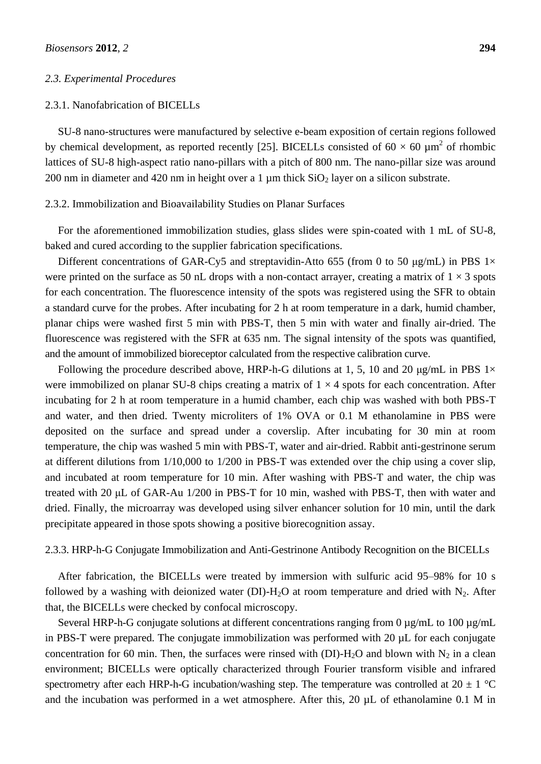### 2.3. Experimental Procedures

#### 2.3.1. Nanofabrication of BICELLs

SU-8 nano-structures were manufactured by selective e-beam exposition of certain regions followed by chemical development, as reported recently [25]. BICELLs consisted of 60 × 60 µm$^2$ of rhombic lattices of SU-8 high-aspect ratio nano-pillars with a pitch of 800 nm. The nano-pillar size was around 200 nm in diameter and 420 nm in height over a 1 µm thick $SiO_2$ layer on a silicon substrate.

#### 2.3.2. Immobilization and Bioavailability Studies on Planar Surfaces

For the aforementioned immobilization studies, glass slides were spin-coated with 1 mL of SU-8, baked and cured according to the supplier fabrication specifications.

Different concentrations of GAR-Cy5 and streptavidin-Atto 655 (from 0 to 50 µg/mL) in PBS 1× were printed on the surface as 50 nL drops with a non-contact arrayer, creating a matrix of 1 × 3 spots for each concentration. The fluorescence intensity of the spots was registered using the SFR to obtain a standard curve for the probes. After incubating for 2 h at room temperature in a dark, humid chamber, planar chips were washed first 5 min with PBS-T, then 5 min with water and finally air-dried. The fluorescence was registered with the SFR at 635 nm. The signal intensity of the spots was quantified, and the amount of immobilized bioreceptor calculated from the respective calibration curve.

Following the procedure described above, HRP-h-G dilutions at 1, 5, 10 and 20 µg/mL in PBS 1× were immobilized on planar SU-8 chips creating a matrix of 1 × 4 spots for each concentration. After incubating for 2 h at room temperature in a humid chamber, each chip was washed with both PBS-T and water, and then dried. Twenty microliters of 1% OVA or 0.1 M ethanolamine in PBS were deposited on the surface and spread under a coverslip. After incubating for 30 min at room temperature, the chip was washed 5 min with PBS-T, water and air-dried. Rabbit anti-gestrinone serum at different dilutions from 1/10,000 to 1/200 in PBS-T was extended over the chip using a cover slip, and incubated at room temperature for 10 min. After washing with PBS-T and water, the chip was treated with 20 µL of GAR-Au 1/200 in PBS-T for 10 min, washed with PBS-T, then with water and dried. Finally, the microarray was developed using silver enhancer solution for 10 min, until the dark precipitate appeared in those spots showing a positive biorecognition assay.

#### 2.3.3. HRP-h-G Conjugate Immobilization and Anti-Gestrinone Antibody Recognition on the BICELLs

After fabrication, the BICELLs were treated by immersion with sulfuric acid 95–98% for 10 s followed by a washing with deionized water (DI)-$H_2O$ at room temperature and dried with $N_2$. After that, the BICELLs were checked by confocal microscopy.

Several HRP-h-G conjugate solutions at different concentrations ranging from 0 µg/mL to 100 µg/mL in PBS-T were prepared. The conjugate immobilization was performed with 20 µL for each conjugate concentration for 60 min. Then, the surfaces were rinsed with (DI)-$H_2O$ and blown with $N_2$ in a clean environment; BICELLs were optically characterized through Fourier transform visible and infrared spectrometry after each HRP-h-G incubation/washing step. The temperature was controlled at 20 ± 1 °C and the incubation was performed in a wet atmosphere. After this, 20 µL of ethanolamine 0.1 M in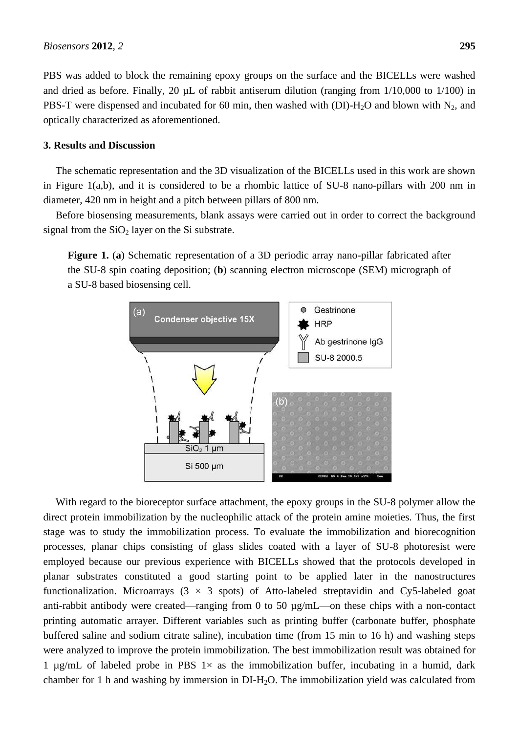PBS was added to block the remaining epoxy groups on the surface and the BICELLs were washed and dried as before. Finally, 20 µL of rabbit antiserum dilution (ranging from 1/10,000 to 1/100) in PBS-T were dispensed and incubated for 60 min, then washed with (DI)-$H_2O$ and blown with $N_2$, and optically characterized as aforementioned.

## 3. Results and Discussion

The schematic representation and the 3D visualization of the BICELLs used in this work are shown in Figure 1(a,b), and it is considered to be a rhombic lattice of SU-8 nano-pillars with 200 nm in diameter, 420 nm in height and a pitch between pillars of 800 nm.

Before biosensing measurements, blank assays were carried out in order to correct the background signal from the $SiO_2$ layer on the Si substrate.

**Figure 1.** (**a**) Schematic representation of a 3D periodic array nano-pillar fabricated after the SU-8 spin coating deposition; (**b**) scanning electron microscope (SEM) micrograph of a SU-8 based biosensing cell.

With regard to the bioreceptor surface attachment, the epoxy groups in the SU-8 polymer allow the direct protein immobilization by the nucleophilic attack of the protein amine moieties. Thus, the first stage was to study the immobilization process. To evaluate the immobilization and biorecognition processes, planar chips consisting of glass slides coated with a layer of SU-8 photoresist were employed because our previous experience with BICELLs showed that the protocols developed in planar substrates constituted a good starting point to be applied later in the nanostructures functionalization. Microarrays (3 × 3 spots) of Atto-labeled streptavidin and Cy5-labeled goat anti-rabbit antibody were created—ranging from 0 to 50 µg/mL—on these chips with a non-contact printing automatic arrayer. Different variables such as printing buffer (carbonate buffer, phosphate buffered saline and sodium citrate saline), incubation time (from 15 min to 16 h) and washing steps were analyzed to improve the protein immobilization. The best immobilization result was obtained for 1 µg/mL of labeled probe in PBS 1× as the immobilization buffer, incubating in a humid, dark chamber for 1 h and washing by immersion in DI-$H_2O$. The immobilization yield was calculated from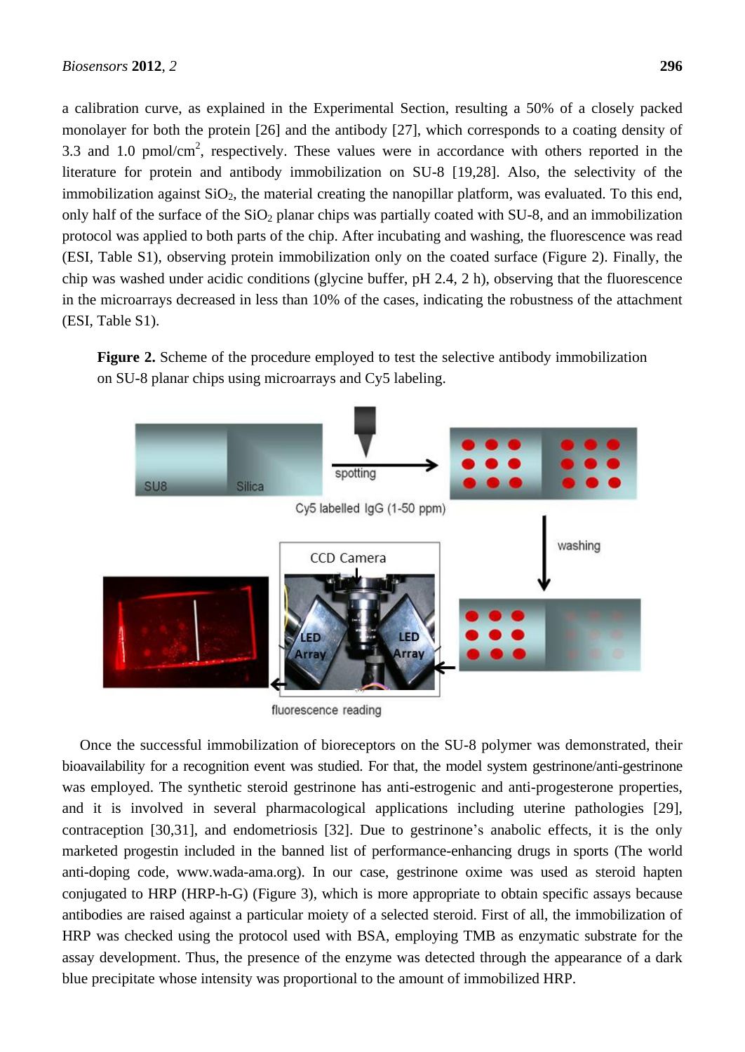a calibration curve, as explained in the Experimental Section, resulting a 50% of a closely packed monolayer for both the protein [26] and the antibody [27], which corresponds to a coating density of 3.3 and 1.0 pmol/cm$^2$, respectively. These values were in accordance with others reported in the literature for protein and antibody immobilization on SU-8 [19,28]. Also, the selectivity of the immobilization against $SiO_2$, the material creating the nanopillar platform, was evaluated. To this end, only half of the surface of the $SiO_2$ planar chips was partially coated with SU-8, and an immobilization protocol was applied to both parts of the chip. After incubating and washing, the fluorescence was read (ESI, Table S1), observing protein immobilization only on the coated surface (Figure 2). Finally, the chip was washed under acidic conditions (glycine buffer, pH 2.4, 2 h), observing that the fluorescence in the microarrays decreased in less than 10% of the cases, indicating the robustness of the attachment (ESI, Table S1).

**Figure 2.** Scheme of the procedure employed to test the selective antibody immobilization on SU-8 planar chips using microarrays and Cy5 labeling.

Once the successful immobilization of bioreceptors on the SU-8 polymer was demonstrated, their bioavailability for a recognition event was studied. For that, the model system gestrinone/anti-gestrinone was employed. The synthetic steroid gestrinone has anti-estrogenic and anti-progesterone properties, and it is involved in several pharmacological applications including uterine pathologies [29], contraception [30,31], and endometriosis [32]. Due to gestrinone's anabolic effects, it is the only marketed progestin included in the banned list of performance-enhancing drugs in sports (The world anti-doping code, www.wada-ama.org). In our case, gestrinone oxime was used as steroid hapten conjugated to HRP (HRP-h-G) (Figure 3), which is more appropriate to obtain specific assays because antibodies are raised against a particular moiety of a selected steroid. First of all, the immobilization of HRP was checked using the protocol used with BSA, employing TMB as enzymatic substrate for the assay development. Thus, the presence of the enzyme was detected through the appearance of a dark blue precipitate whose intensity was proportional to the amount of immobilized HRP.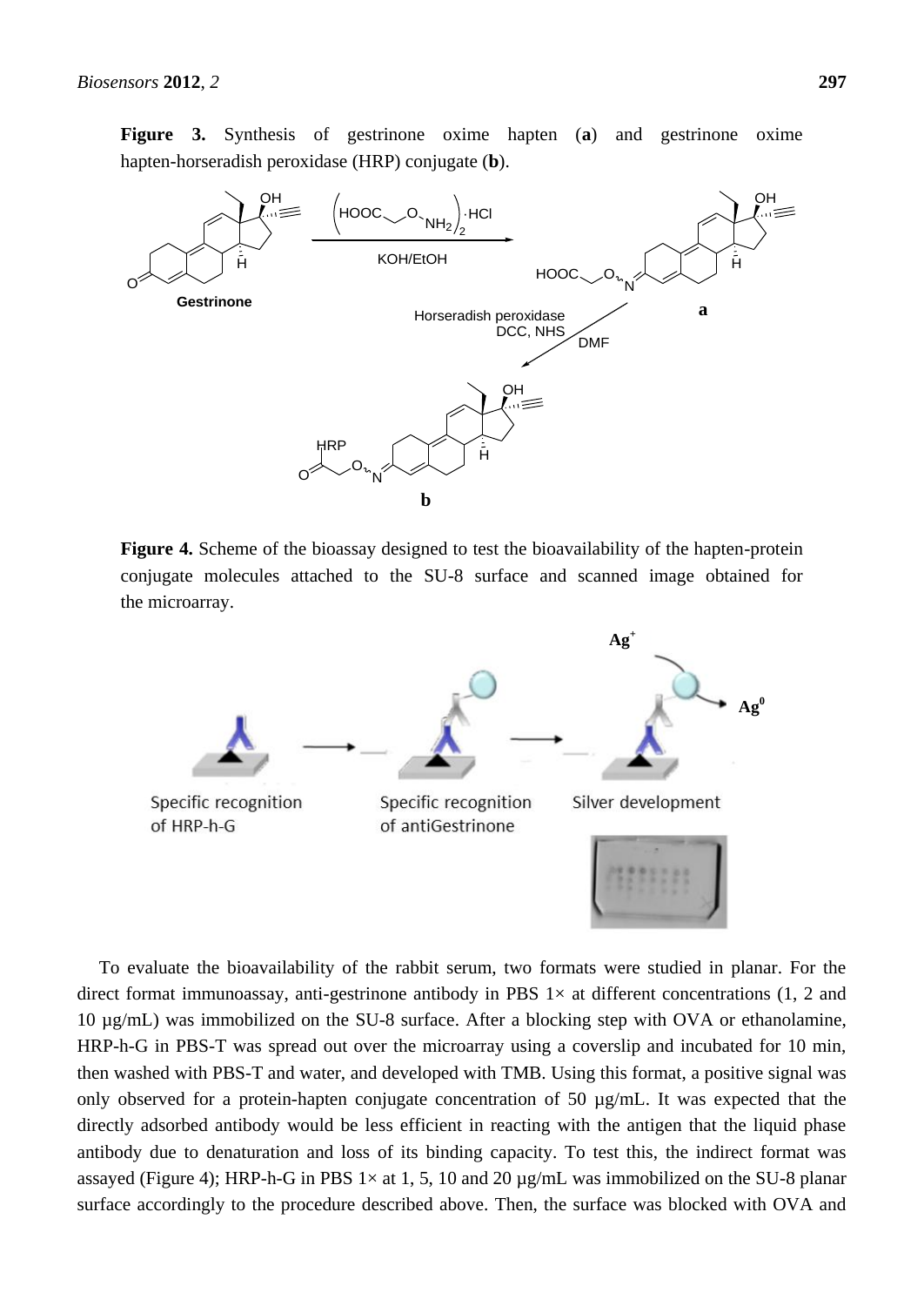**Figure 3.** Synthesis of gestrinone oxime hapten (**a**) and gestrinone oxime hapten-horseradish peroxidase (HRP) conjugate (**b**).

**Figure 4.** Scheme of the bioassay designed to test the bioavailability of the hapten-protein conjugate molecules attached to the SU-8 surface and scanned image obtained for the microarray.

To evaluate the bioavailability of the rabbit serum, two formats were studied in planar. For the direct format immunoassay, anti-gestrinone antibody in PBS 1× at different concentrations (1, 2 and 10 µg/mL) was immobilized on the SU-8 surface. After a blocking step with OVA or ethanolamine, HRP-h-G in PBS-T was spread out over the microarray using a coverslip and incubated for 10 min, then washed with PBS-T and water, and developed with TMB. Using this format, a positive signal was only observed for a protein-hapten conjugate concentration of 50 µg/mL. It was expected that the directly adsorbed antibody would be less efficient in reacting with the antigen that the liquid phase antibody due to denaturation and loss of its binding capacity. To test this, the indirect format was assayed (Figure 4); HRP-h-G in PBS 1× at 1, 5, 10 and 20 µg/mL was immobilized on the SU-8 planar surface accordingly to the procedure described above. Then, the surface was blocked with OVA and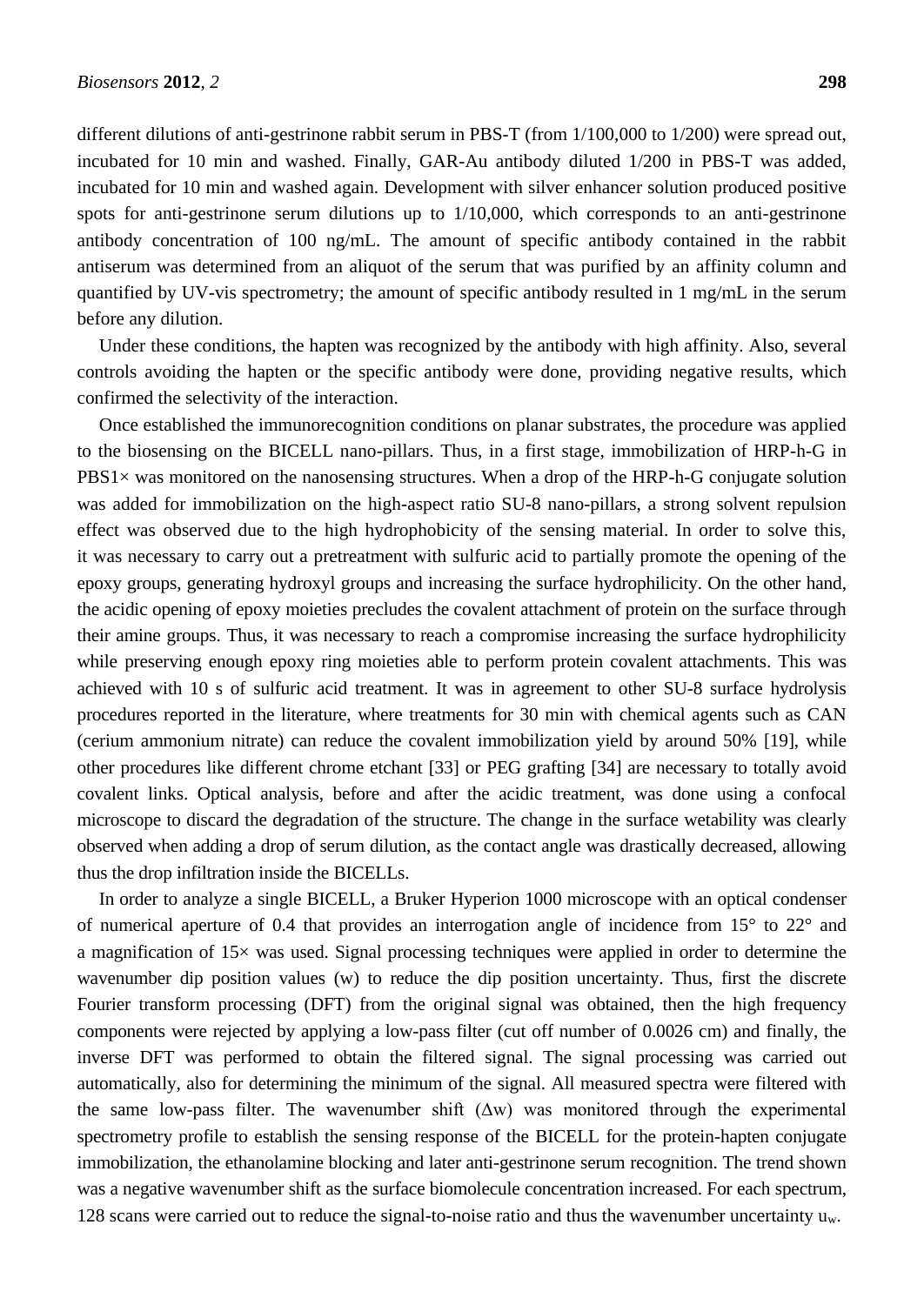different dilutions of anti-gestrinone rabbit serum in PBS-T (from 1/100,000 to 1/200) were spread out, incubated for 10 min and washed. Finally, GAR-Au antibody diluted 1/200 in PBS-T was added, incubated for 10 min and washed again. Development with silver enhancer solution produced positive spots for anti-gestrinone serum dilutions up to 1/10,000, which corresponds to an anti-gestrinone antibody concentration of 100 ng/mL. The amount of specific antibody contained in the rabbit antiserum was determined from an aliquot of the serum that was purified by an affinity column and quantified by UV-vis spectrometry; the amount of specific antibody resulted in 1 mg/mL in the serum before any dilution.

Under these conditions, the hapten was recognized by the antibody with high affinity. Also, several controls avoiding the hapten or the specific antibody were done, providing negative results, which confirmed the selectivity of the interaction.

Once established the immunorecognition conditions on planar substrates, the procedure was applied to the biosensing on the BICELL nano-pillars. Thus, in a first stage, immobilization of HRP-h-G in PBS1× was monitored on the nanosensing structures. When a drop of the HRP-h-G conjugate solution was added for immobilization on the high-aspect ratio SU-8 nano-pillars, a strong solvent repulsion effect was observed due to the high hydrophobicity of the sensing material. In order to solve this, it was necessary to carry out a pretreatment with sulfuric acid to partially promote the opening of the epoxy groups, generating hydroxyl groups and increasing the surface hydrophilicity. On the other hand, the acidic opening of epoxy moieties precludes the covalent attachment of protein on the surface through their amine groups. Thus, it was necessary to reach a compromise increasing the surface hydrophilicity while preserving enough epoxy ring moieties able to perform protein covalent attachments. This was achieved with 10 s of sulfuric acid treatment. It was in agreement to other SU-8 surface hydrolysis procedures reported in the literature, where treatments for 30 min with chemical agents such as CAN (cerium ammonium nitrate) can reduce the covalent immobilization yield by around 50% [19], while other procedures like different chrome etchant [33] or PEG grafting [34] are necessary to totally avoid covalent links. Optical analysis, before and after the acidic treatment, was done using a confocal microscope to discard the degradation of the structure. The change in the surface wetability was clearly observed when adding a drop of serum dilution, as the contact angle was drastically decreased, allowing thus the drop infiltration inside the BICELLs.

In order to analyze a single BICELL, a Bruker Hyperion 1000 microscope with an optical condenser of numerical aperture of 0.4 that provides an interrogation angle of incidence from 15° to 22° and a magnification of 15× was used. Signal processing techniques were applied in order to determine the wavenumber dip position values (w) to reduce the dip position uncertainty. Thus, first the discrete Fourier transform processing (DFT) from the original signal was obtained, then the high frequency components were rejected by applying a low-pass filter (cut off number of 0.0026 cm) and finally, the inverse DFT was performed to obtain the filtered signal. The signal processing was carried out automatically, also for determining the minimum of the signal. All measured spectra were filtered with the same low-pass filter. The wavenumber shift ($\Delta w$) was monitored through the experimental spectrometry profile to establish the sensing response of the BICELL for the protein-hapten conjugate immobilization, the ethanolamine blocking and later anti-gestrinone serum recognition. The trend shown was a negative wavenumber shift as the surface biomolecule concentration increased. For each spectrum, 128 scans were carried out to reduce the signal-to-noise ratio and thus the wavenumber uncertainty $u_w$.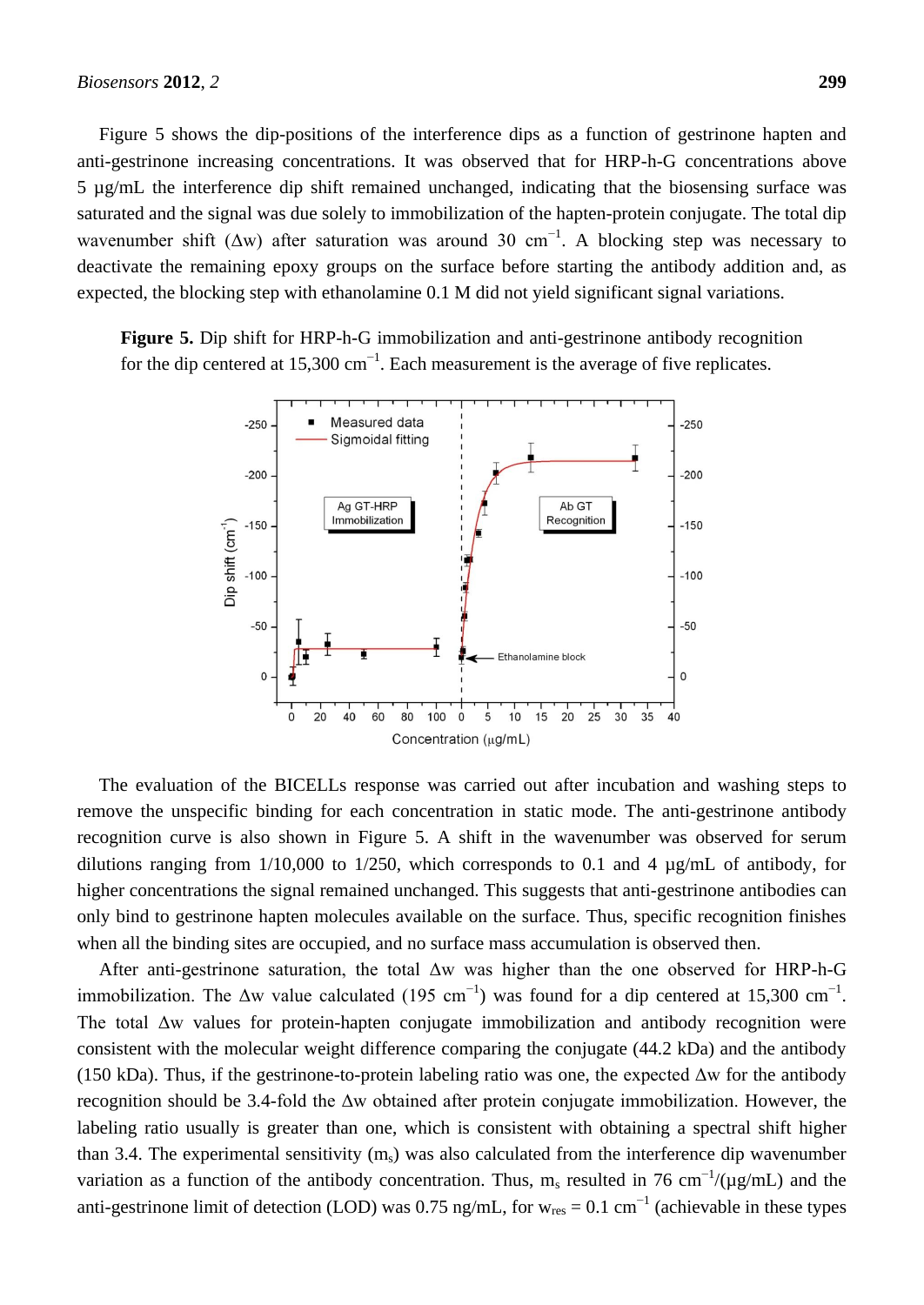Figure 5 shows the dip-positions of the interference dips as a function of gestrinone hapten and anti-gestrinone increasing concentrations. It was observed that for HRP-h-G concentrations above 5 µg/mL the interference dip shift remained unchanged, indicating that the biosensing surface was saturated and the signal was due solely to immobilization of the hapten-protein conjugate. The total dip wavenumber shift (Δw) after saturation was around 30 $cm^{-1}$. A blocking step was necessary to deactivate the remaining epoxy groups on the surface before starting the antibody addition and, as expected, the blocking step with ethanolamine 0.1 M did not yield significant signal variations.

**Figure 5.** Dip shift for HRP-h-G immobilization and anti-gestrinone antibody recognition for the dip centered at 15,300 $cm^{-1}$. Each measurement is the average of five replicates.

The evaluation of the BICELLs response was carried out after incubation and washing steps to remove the unspecific binding for each concentration in static mode. The anti-gestrinone antibody recognition curve is also shown in Figure 5. A shift in the wavenumber was observed for serum dilutions ranging from 1/10,000 to 1/250, which corresponds to 0.1 and 4 µg/mL of antibody, for higher concentrations the signal remained unchanged. This suggests that anti-gestrinone antibodies can only bind to gestrinone hapten molecules available on the surface. Thus, specific recognition finishes when all the binding sites are occupied, and no surface mass accumulation is observed then.

After anti-gestrinone saturation, the total Δw was higher than the one observed for HRP-h-G immobilization. The Δw value calculated (195 $cm^{-1}$) was found for a dip centered at 15,300 $cm^{-1}$. The total Δw values for protein-hapten conjugate immobilization and antibody recognition were consistent with the molecular weight difference comparing the conjugate (44.2 kDa) and the antibody (150 kDa). Thus, if the gestrinone-to-protein labeling ratio was one, the expected Δw for the antibody recognition should be 3.4-fold the Δw obtained after protein conjugate immobilization. However, the labeling ratio usually is greater than one, which is consistent with obtaining a spectral shift higher than 3.4. The experimental sensitivity ($m_s$) was also calculated from the interference dip wavenumber variation as a function of the antibody concentration. Thus, $m_s$ resulted in 76 $cm^{-1}$/(µg/mL) and the anti-gestrinone limit of detection (LOD) was 0.75 ng/mL, for $w_{res}$ = 0.1 $cm^{-1}$ (achievable in these types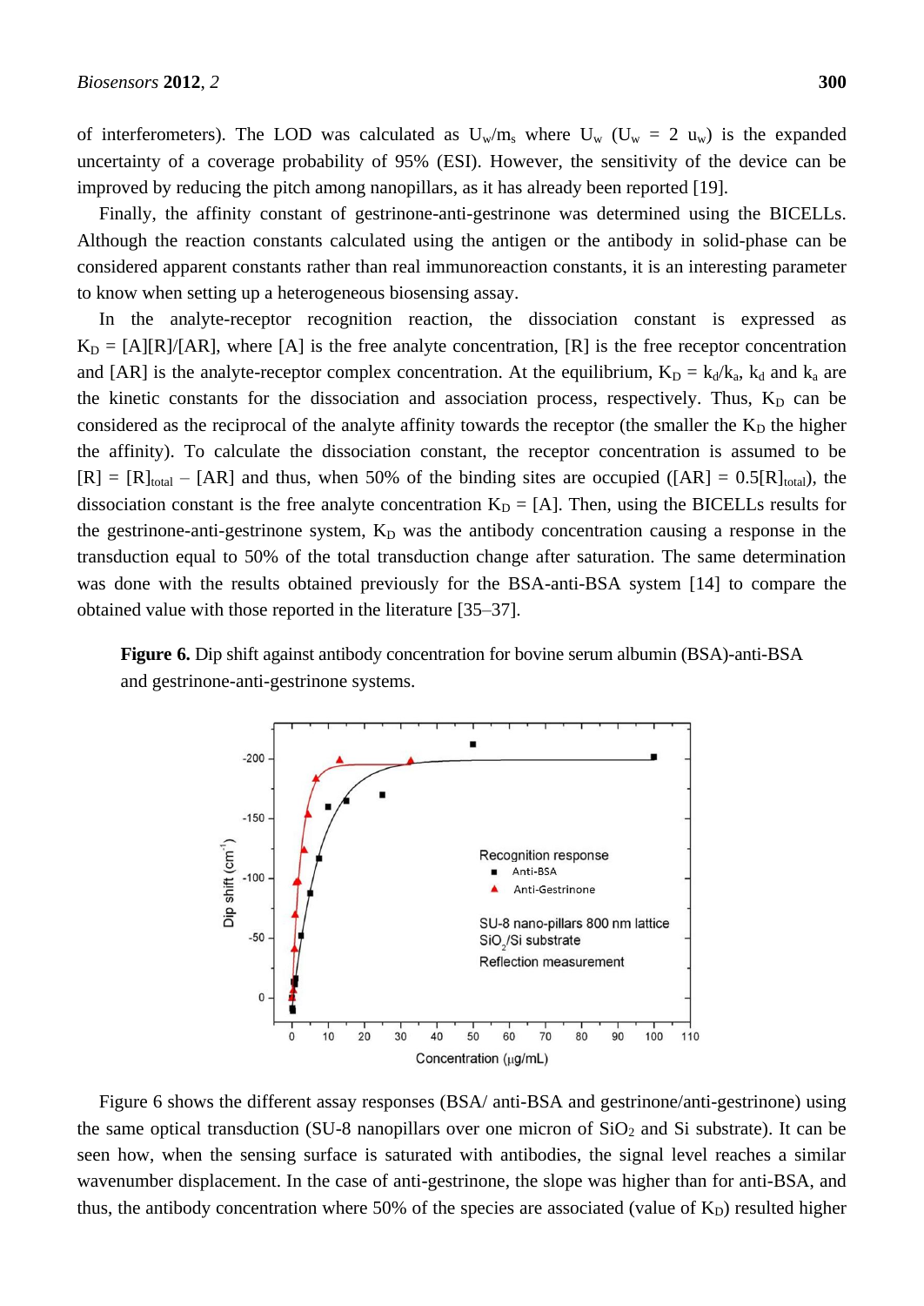of interferometers). The LOD was calculated as $U_w/m_s$ where $U_w$ ($U_w$ = 2 $u_w$) is the expanded uncertainty of a coverage probability of 95% (ESI). However, the sensitivity of the device can be improved by reducing the pitch among nanopillars, as it has already been reported [19].

Finally, the affinity constant of gestrinone-anti-gestrinone was determined using the BICELLs. Although the reaction constants calculated using the antigen or the antibody in solid-phase can be considered apparent constants rather than real immunoreaction constants, it is an interesting parameter to know when setting up a heterogeneous biosensing assay.

In the analyte-receptor recognition reaction, the dissociation constant is expressed as $K_D = [A][R]/[AR]$, where [A] is the free analyte concentration, [R] is the free receptor concentration and [AR] is the analyte-receptor complex concentration. At the equilibrium, $K_D = k_d/k_a$, $k_d$ and $k_a$ are the kinetic constants for the dissociation and association process, respectively. Thus, $K_D$ can be considered as the reciprocal of the analyte affinity towards the receptor (the smaller the $K_D$ the higher the affinity). To calculate the dissociation constant, the receptor concentration is assumed to be $[R] = [R]_{total} - [AR]$ and thus, when 50% of the binding sites are occupied ($[AR] = 0.5[R]_{total}$), the dissociation constant is the free analyte concentration $K_D = [A]$. Then, using the BICELLs results for the gestrinone-anti-gestrinone system, $K_D$ was the antibody concentration causing a response in the transduction equal to 50% of the total transduction change after saturation. The same determination was done with the results obtained previously for the BSA-anti-BSA system [14] to compare the obtained value with those reported in the literature [35–37].

**Figure 6.** Dip shift against antibody concentration for bovine serum albumin (BSA)-anti-BSA and gestrinone-anti-gestrinone systems.

Figure 6 shows the different assay responses (BSA/ anti-BSA and gestrinone/anti-gestrinone) using the same optical transduction (SU-8 nanopillars over one micron of $SiO_2$ and Si substrate). It can be seen how, when the sensing surface is saturated with antibodies, the signal level reaches a similar wavenumber displacement. In the case of anti-gestrinone, the slope was higher than for anti-BSA, and thus, the antibody concentration where 50% of the species are associated (value of $K_D$) resulted higher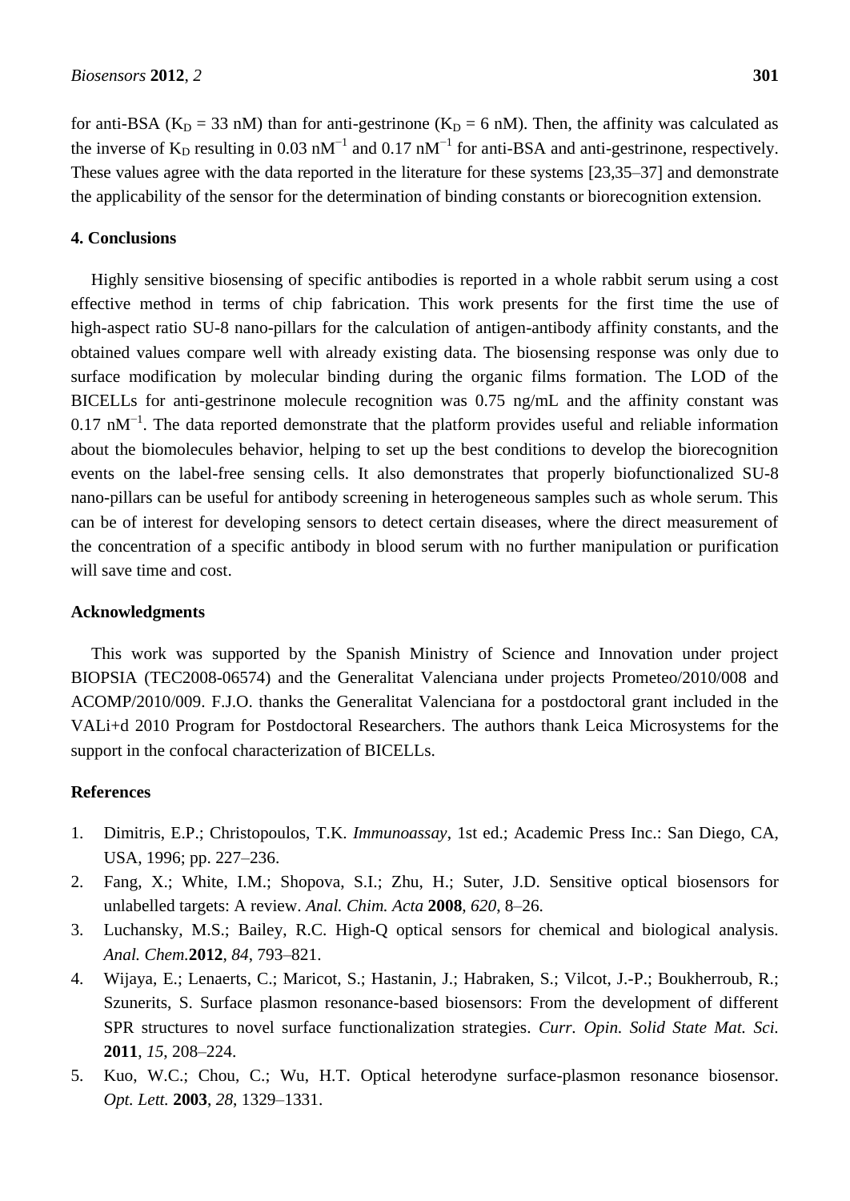for anti-BSA ($K_D$ = 33 nM) than for anti-gestrinone ($K_D$ = 6 nM). Then, the affinity was calculated as the inverse of $K_D$ resulting in 0.03 $nM^{-1}$ and 0.17 $nM^{-1}$ for anti-BSA and anti-gestrinone, respectively. These values agree with the data reported in the literature for these systems [23,35–37] and demonstrate the applicability of the sensor for the determination of binding constants or biorecognition extension.

## 4. Conclusions

Highly sensitive biosensing of specific antibodies is reported in a whole rabbit serum using a cost effective method in terms of chip fabrication. This work presents for the first time the use of high-aspect ratio SU-8 nano-pillars for the calculation of antigen-antibody affinity constants, and the obtained values compare well with already existing data. The biosensing response was only due to surface modification by molecular binding during the organic films formation. The LOD of the BICELLs for anti-gestrinone molecule recognition was 0.75 ng/mL and the affinity constant was 0.17 $nM^{-1}$. The data reported demonstrate that the platform provides useful and reliable information about the biomolecules behavior, helping to set up the best conditions to develop the biorecognition events on the label-free sensing cells. It also demonstrates that properly biofunctionalized SU-8 nano-pillars can be useful for antibody screening in heterogeneous samples such as whole serum. This can be of interest for developing sensors to detect certain diseases, where the direct measurement of the concentration of a specific antibody in blood serum with no further manipulation or purification will save time and cost.

## Acknowledgments

This work was supported by the Spanish Ministry of Science and Innovation under project BIOPSIA (TEC2008-06574) and the Generalitat Valenciana under projects Prometeo/2010/008 and ACOMP/2010/009. F.J.O. thanks the Generalitat Valenciana for a postdoctoral grant included in the VALi+d 2010 Program for Postdoctoral Researchers. The authors thank Leica Microsystems for the support in the confocal characterization of BICELLs.

## References

1. Dimitris, E.P.; Christopoulos, T.K. *Immunoassay*, 1st ed.; Academic Press Inc.: San Diego, CA, USA, 1996; pp. 227–236.
2. Fang, X.; White, I.M.; Shopova, S.I.; Zhu, H.; Suter, J.D. Sensitive optical biosensors for unlabelled targets: A review. *Anal. Chim. Acta* **2008**, *620*, 8–26.
3. Luchansky, M.S.; Bailey, R.C. High-Q optical sensors for chemical and biological analysis. *Anal. Chem.***2012**, *84*, 793–821.
4. Wijaya, E.; Lenaerts, C.; Maricot, S.; Hastanin, J.; Habraken, S.; Vilcot, J.-P.; Boukherroub, R.; Szunerits, S. Surface plasmon resonance-based biosensors: From the development of different SPR structures to novel surface functionalization strategies. *Curr. Opin. Solid State Mat. Sci.* **2011**, *15*, 208–224.
5. Kuo, W.C.; Chou, C.; Wu, H.T. Optical heterodyne surface-plasmon resonance biosensor. *Opt. Lett.* **2003**, *28*, 1329–1331.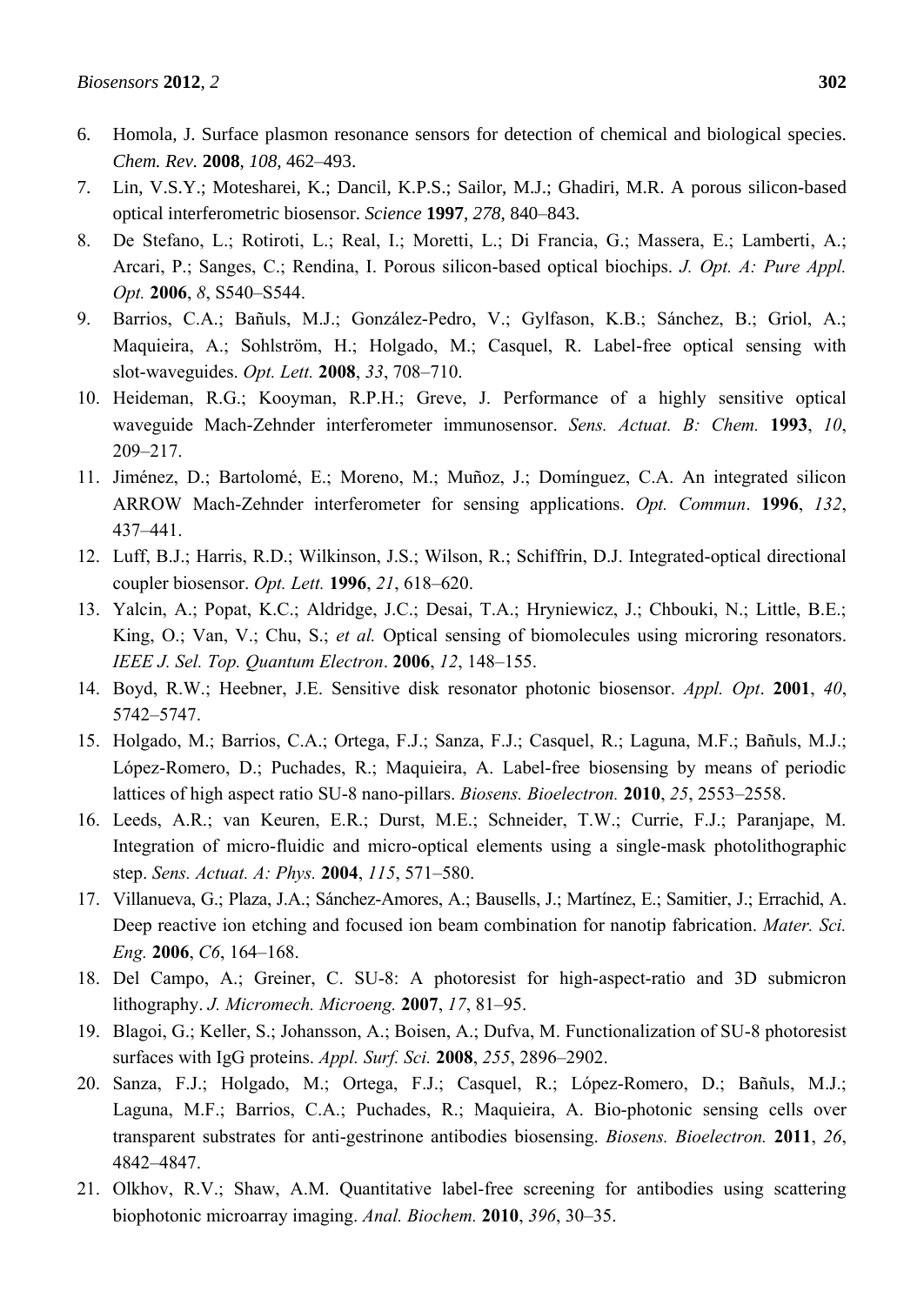6. Homola, J. Surface plasmon resonance sensors for detection of chemical and biological species. *Chem. Rev.* **2008**, *108*, 462–493.
7. Lin, V.S.Y.; Motesharei, K.; Dancil, K.P.S.; Sailor, M.J.; Ghadiri, M.R. A porous silicon-based optical interferometric biosensor. *Science* **1997**, *278*, 840–843.
8. De Stefano, L.; Rotiroti, L.; Real, I.; Moretti, L.; Di Francia, G.; Massera, E.; Lamberti, A.; Arcari, P.; Sanges, C.; Rendina, I. Porous silicon-based optical biochips. *J. Opt. A: Pure Appl. Opt.* **2006**, *8*, S540–S544.
9. Barrios, C.A.; Bañuls, M.J.; González-Pedro, V.; Gylfason, K.B.; Sánchez, B.; Griol, A.; Maquieira, A.; Sohlström, H.; Holgado, M.; Casquel, R. Label-free optical sensing with slot-waveguides. *Opt. Lett.* **2008**, *33*, 708–710.
10. Heideman, R.G.; Kooyman, R.P.H.; Greve, J. Performance of a highly sensitive optical waveguide Mach-Zehnder interferometer immunosensor. *Sens. Actuat. B: Chem.* **1993**, *10*, 209–217.
11. Jiménez, D.; Bartolomé, E.; Moreno, M.; Muñoz, J.; Domínguez, C.A. An integrated silicon ARROW Mach-Zehnder interferometer for sensing applications. *Opt. Commun*. **1996**, *132*, 437–441.
12. Luff, B.J.; Harris, R.D.; Wilkinson, J.S.; Wilson, R.; Schiffrin, D.J. Integrated-optical directional coupler biosensor. *Opt. Lett.* **1996**, *21*, 618–620.
13. Yalcin, A.; Popat, K.C.; Aldridge, J.C.; Desai, T.A.; Hryniewicz, J.; Chbouki, N.; Little, B.E.; King, O.; Van, V.; Chu, S.; *et al.* Optical sensing of biomolecules using microring resonators. *IEEE J. Sel. Top. Quantum Electron*. **2006**, *12*, 148–155.
14. Boyd, R.W.; Heebner, J.E. Sensitive disk resonator photonic biosensor. *Appl. Opt*. **2001**, *40*, 5742–5747.
15. Holgado, M.; Barrios, C.A.; Ortega, F.J.; Sanza, F.J.; Casquel, R.; Laguna, M.F.; Bañuls, M.J.; López-Romero, D.; Puchades, R.; Maquieira, A. Label-free biosensing by means of periodic lattices of high aspect ratio SU-8 nano-pillars. *Biosens. Bioelectron.* **2010**, *25*, 2553–2558.
16. Leeds, A.R.; van Keuren, E.R.; Durst, M.E.; Schneider, T.W.; Currie, F.J.; Paranjape, M. Integration of micro-fluidic and micro-optical elements using a single-mask photolithographic step. *Sens. Actuat. A: Phys.* **2004**, *115*, 571–580.
17. Villanueva, G.; Plaza, J.A.; Sánchez-Amores, A.; Bausells, J.; Martínez, E.; Samitier, J.; Errachid, A. Deep reactive ion etching and focused ion beam combination for nanotip fabrication. *Mater. Sci. Eng.* **2006**, *C6*, 164–168.
18. Del Campo, A.; Greiner, C. SU-8: A photoresist for high-aspect-ratio and 3D submicron lithography. *J. Micromech. Microeng.* **2007**, *17*, 81–95.
19. Blagoi, G.; Keller, S.; Johansson, A.; Boisen, A.; Dufva, M. Functionalization of SU-8 photoresist surfaces with IgG proteins. *Appl. Surf. Sci.* **2008**, *255*, 2896–2902.
20. Sanza, F.J.; Holgado, M.; Ortega, F.J.; Casquel, R.; López-Romero, D.; Bañuls, M.J.; Laguna, M.F.; Barrios, C.A.; Puchades, R.; Maquieira, A. Bio-photonic sensing cells over transparent substrates for anti-gestrinone antibodies biosensing. *Biosens. Bioelectron.* **2011**, *26*, 4842–4847.
21. Olkhov, R.V.; Shaw, A.M. Quantitative label-free screening for antibodies using scattering biophotonic microarray imaging. *Anal. Biochem.* **2010**, *396*, 30–35.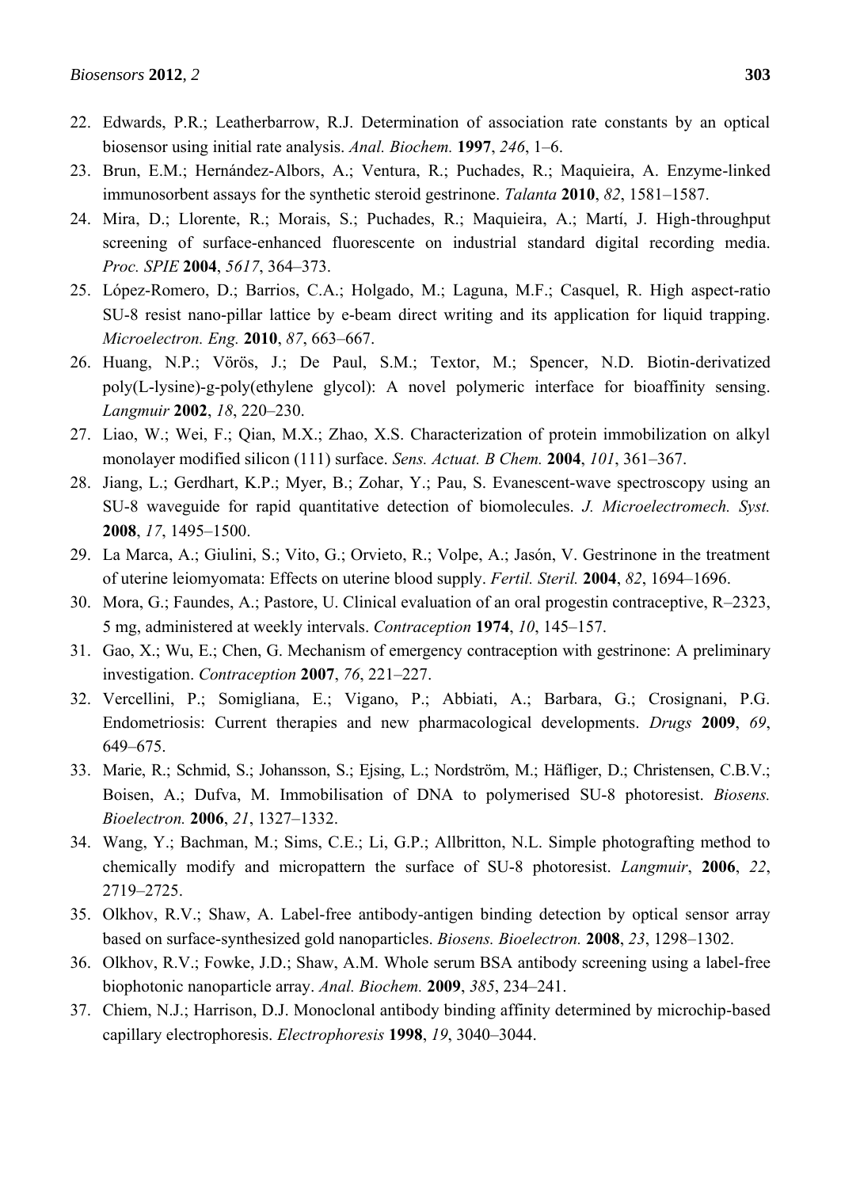22. Edwards, P.R.; Leatherbarrow, R.J. Determination of association rate constants by an optical biosensor using initial rate analysis. *Anal. Biochem.* **1997**, *246*, 1–6.
23. Brun, E.M.; Hernández-Albors, A.; Ventura, R.; Puchades, R.; Maquieira, A. Enzyme-linked immunosorbent assays for the synthetic steroid gestrinone. *Talanta* **2010**, *82*, 1581–1587.
24. Mira, D.; Llorente, R.; Morais, S.; Puchades, R.; Maquieira, A.; Martí, J. High-throughput screening of surface-enhanced fluorescente on industrial standard digital recording media. *Proc. SPIE* **2004**, *5617*, 364–373.
25. López-Romero, D.; Barrios, C.A.; Holgado, M.; Laguna, M.F.; Casquel, R. High aspect-ratio SU-8 resist nano-pillar lattice by e-beam direct writing and its application for liquid trapping. *Microelectron. Eng.* **2010**, *87*, 663–667.
26. Huang, N.P.; Vörös, J.; De Paul, S.M.; Textor, M.; Spencer, N.D. Biotin-derivatized poly(L-lysine)-g-poly(ethylene glycol): A novel polymeric interface for bioaffinity sensing. *Langmuir* **2002**, *18*, 220–230.
27. Liao, W.; Wei, F.; Qian, M.X.; Zhao, X.S. Characterization of protein immobilization on alkyl monolayer modified silicon (111) surface. *Sens. Actuat. B Chem.* **2004**, *101*, 361–367.
28. Jiang, L.; Gerdhart, K.P.; Myer, B.; Zohar, Y.; Pau, S. Evanescent-wave spectroscopy using an SU-8 waveguide for rapid quantitative detection of biomolecules. *J. Microelectromech. Syst.* **2008**, *17*, 1495–1500.
29. La Marca, A.; Giulini, S.; Vito, G.; Orvieto, R.; Volpe, A.; Jasón, V. Gestrinone in the treatment of uterine leiomyomata: Effects on uterine blood supply. *Fertil. Steril.* **2004**, *82*, 1694–1696.
30. Mora, G.; Faundes, A.; Pastore, U. Clinical evaluation of an oral progestin contraceptive, R–2323, 5 mg, administered at weekly intervals. *Contraception* **1974**, *10*, 145–157.
31. Gao, X.; Wu, E.; Chen, G. Mechanism of emergency contraception with gestrinone: A preliminary investigation. *Contraception* **2007**, *76*, 221–227.
32. Vercellini, P.; Somigliana, E.; Vigano, P.; Abbiati, A.; Barbara, G.; Crosignani, P.G. Endometriosis: Current therapies and new pharmacological developments. *Drugs* **2009**, *69*, 649–675.
33. Marie, R.; Schmid, S.; Johansson, S.; Ejsing, L.; Nordström, M.; Häfliger, D.; Christensen, C.B.V.; Boisen, A.; Dufva, M. Immobilisation of DNA to polymerised SU-8 photoresist. *Biosens. Bioelectron.* **2006**, *21*, 1327–1332.
34. Wang, Y.; Bachman, M.; Sims, C.E.; Li, G.P.; Allbritton, N.L. Simple photografting method to chemically modify and micropattern the surface of SU-8 photoresist. *Langmuir*, **2006**, *22*, 2719–2725.
35. Olkhov, R.V.; Shaw, A. Label-free antibody-antigen binding detection by optical sensor array based on surface-synthesized gold nanoparticles. *Biosens. Bioelectron.* **2008**, *23*, 1298–1302.
36. Olkhov, R.V.; Fowke, J.D.; Shaw, A.M. Whole serum BSA antibody screening using a label-free biophotonic nanoparticle array. *Anal. Biochem.* **2009**, *385*, 234–241.
37. Chiem, N.J.; Harrison, D.J. Monoclonal antibody binding affinity determined by microchip-based capillary electrophoresis. *Electrophoresis* **1998**, *19*, 3040–3044.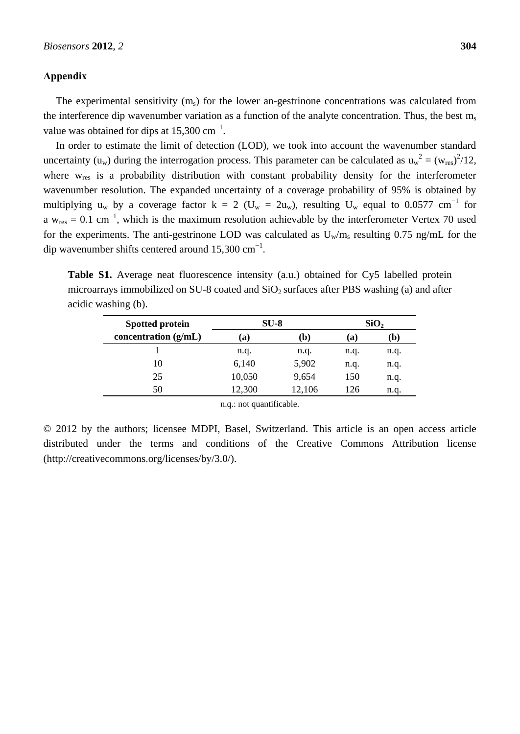## Appendix

The experimental sensitivity ($m_s$) for the lower an-gestrinone concentrations was calculated from the interference dip wavenumber variation as a function of the analyte concentration. Thus, the best $m_s$ value was obtained for dips at 15,300 $cm^{-1}$.

In order to estimate the limit of detection (LOD), we took into account the wavenumber standard uncertainty ($u_w$) during the interrogation process. This parameter can be calculated as $u_w^2 = (w_{res})^2/12$, where $w_{res}$ is a probability distribution with constant probability density for the interferometer wavenumber resolution. The expanded uncertainty of a coverage probability of 95% is obtained by multiplying $u_w$ by a coverage factor k = 2 ($U_w = 2u_w$), resulting $U_w$ equal to 0.0577 $cm^{-1}$ for a $w_{res}$ = 0.1 $cm^{-1}$, which is the maximum resolution achievable by the interferometer Vertex 70 used for the experiments. The anti-gestrinone LOD was calculated as $U_w/m_s$ resulting 0.75 ng/mL for the dip wavenumber shifts centered around 15,300 $cm^{-1}$.

**Table S1.** Average neat fluorescence intensity (a.u.) obtained for Cy5 labelled protein microarrays immobilized on SU-8 coated and $SiO_2$ surfaces after PBS washing (a) and after acidic washing (b).

| Spotted protein concentration (g/mL) | SU-8 | | $SiO_2$ | |
|---|---|---|---|---|
| | (a) | (b) | (a) | (b) |
| 1 | n.q. | n.q. | n.q. | n.q. |
| 10 | 6,140 | 5,902 | n.q. | n.q. |
| 25 | 10,050 | 9,654 | 150 | n.q. |
| 50 | 12,300 | 12,106 | 126 | n.q. |

n.q.: not quantificable.

© 2012 by the authors; licensee MDPI, Basel, Switzerland. This article is an open access article distributed under the terms and conditions of the Creative Commons Attribution license (http://creativecommons.org/licenses/by/3.0/).